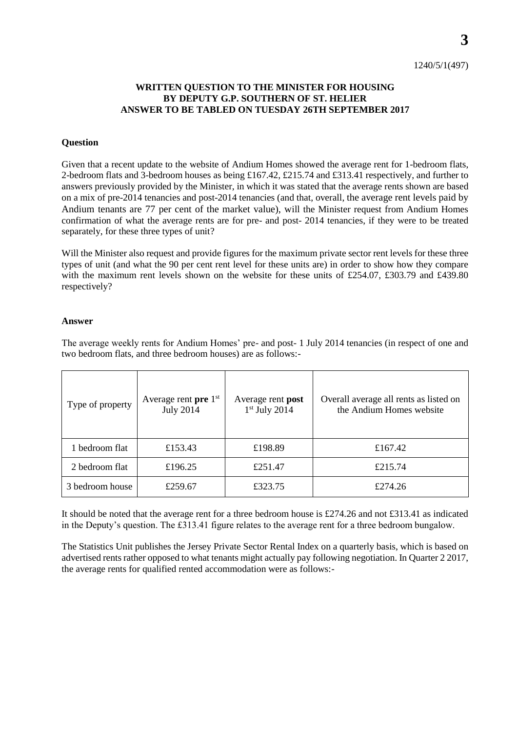1240/5/1(497)

**WRITTEN QUESTION TO THE MINISTER FOR HOUSING BY DEPUTY G.P. SOUTHERN OF ST. HELIER ANSWER TO BE TABLED ON TUESDAY 26TH SEPTEMBER 2017**

**Question**

Given that a recent update to the website of Andium Homes showed the average rent for 1-bedroom flats, 2-bedroom flats and 3-bedroom houses as being £167.42, £215.74 and £313.41 respectively, and further to answers previously provided by the Minister, in which it was stated that the average rents shown are based on a mix of pre-2014 tenancies and post-2014 tenancies (and that, overall, the average rent levels paid by Andium tenants are 77 per cent of the market value), will the Minister request from Andium Homes confirmation of what the average rents are for pre- and post- 2014 tenancies, if they were to be treated separately, for these three types of unit?

Will the Minister also request and provide figures for the maximum private sector rent levels for these three types of unit (and what the 90 per cent rent level for these units are) in order to show how they compare with the maximum rent levels shown on the website for these units of £254.07, £303.79 and £439.80 respectively?

**Answer**

The average weekly rents for Andium Homes' pre- and post- 1 July 2014 tenancies (in respect of one and two bedroom flats, and three bedroom houses) are as follows:-

| Type of property | Average rent **pre** 1st July 2014 | Average rent **post** 1st July 2014 | Overall average all rents as listed on the Andium Homes website |
|---|---|---|---|
| 1 bedroom flat | £153.43 | £198.89 | £167.42 |
| 2 bedroom flat | £196.25 | £251.47 | £215.74 |
| 3 bedroom house | £259.67 | £323.75 | £274.26 |

It should be noted that the average rent for a three bedroom house is £274.26 and not £313.41 as indicated in the Deputy's question. The £313.41 figure relates to the average rent for a three bedroom bungalow.

The Statistics Unit publishes the Jersey Private Sector Rental Index on a quarterly basis, which is based on advertised rents rather opposed to what tenants might actually pay following negotiation. In Quarter 2 2017, the average rents for qualified rented accommodation were as follows:-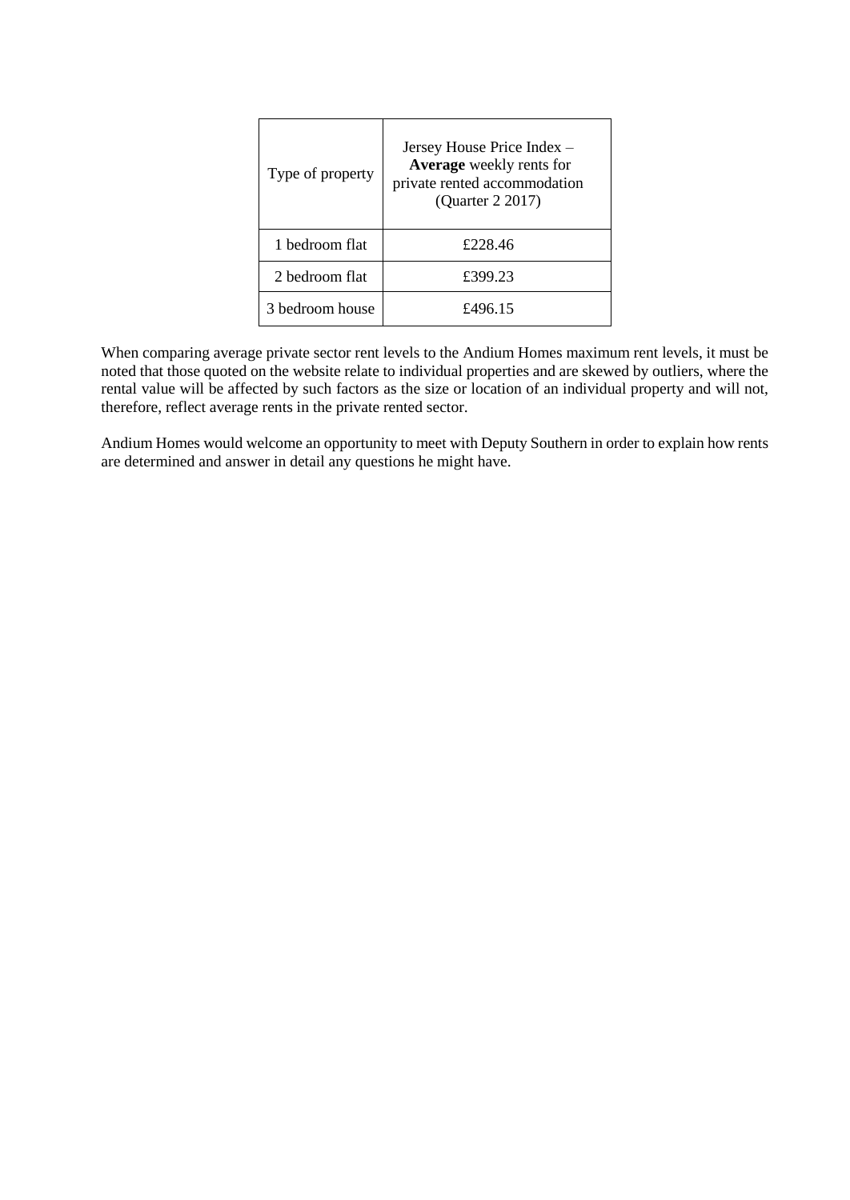| Type of property | Jersey House Price Index – **Average** weekly rents for private rented accommodation (Quarter 2 2017) |
|---|---|
| 1 bedroom flat | £228.46 |
| 2 bedroom flat | £399.23 |
| 3 bedroom house | £496.15 |

When comparing average private sector rent levels to the Andium Homes maximum rent levels, it must be noted that those quoted on the website relate to individual properties and are skewed by outliers, where the rental value will be affected by such factors as the size or location of an individual property and will not, therefore, reflect average rents in the private rented sector.

Andium Homes would welcome an opportunity to meet with Deputy Southern in order to explain how rents are determined and answer in detail any questions he might have.